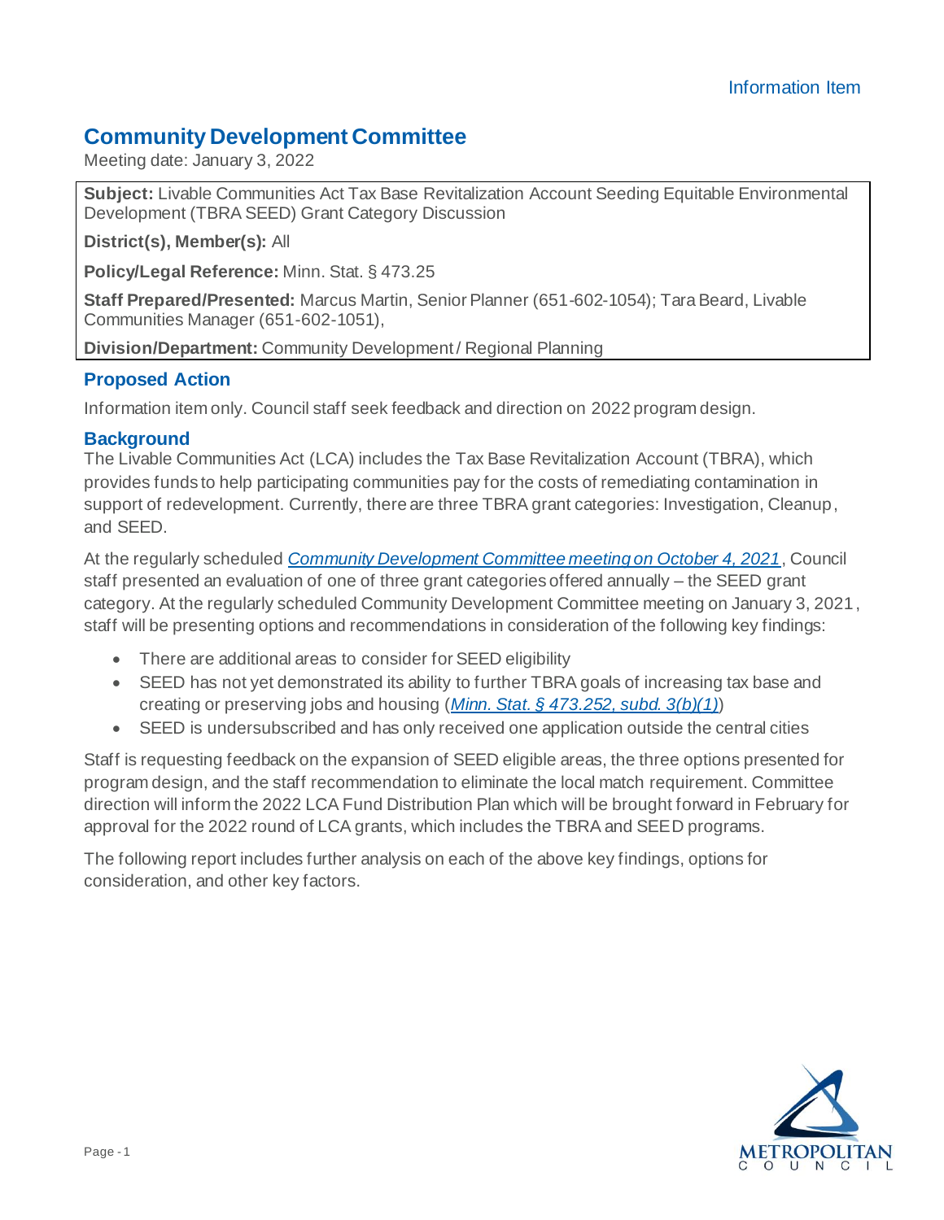Information Item

# Community Development Committee

Meeting date: January 3, 2022

**Subject:** Livable Communities Act Tax Base Revitalization Account Seeding Equitable Environmental Development (TBRA SEED) Grant Category Discussion

**District(s), Member(s):** All

**Policy/Legal Reference:** Minn. Stat. § 473.25

**Staff Prepared/Presented:** Marcus Martin, Senior Planner (651-602-1054); Tara Beard, Livable Communities Manager (651-602-1051),

**Division/Department:** Community Development / Regional Planning

## Proposed Action

Information item only. Council staff seek feedback and direction on 2022 program design.

## Background

The Livable Communities Act (LCA) includes the Tax Base Revitalization Account (TBRA), which provides funds to help participating communities pay for the costs of remediating contamination in support of redevelopment. Currently, there are three TBRA grant categories: Investigation, Cleanup, and SEED.

At the regularly scheduled *Community Development Committee meeting on October 4, 2021*, Council staff presented an evaluation of one of three grant categories offered annually – the SEED grant category. At the regularly scheduled Community Development Committee meeting on January 3, 2021, staff will be presenting options and recommendations in consideration of the following key findings:

- There are additional areas to consider for SEED eligibility
- SEED has not yet demonstrated its ability to further TBRA goals of increasing tax base and creating or preserving jobs and housing (*Minn. Stat. § 473.252, subd. 3(b)(1)*)
- SEED is undersubscribed and has only received one application outside the central cities

Staff is requesting feedback on the expansion of SEED eligible areas, the three options presented for program design, and the staff recommendation to eliminate the local match requirement. Committee direction will inform the 2022 LCA Fund Distribution Plan which will be brought forward in February for approval for the 2022 round of LCA grants, which includes the TBRA and SEED programs.

The following report includes further analysis on each of the above key findings, options for consideration, and other key factors.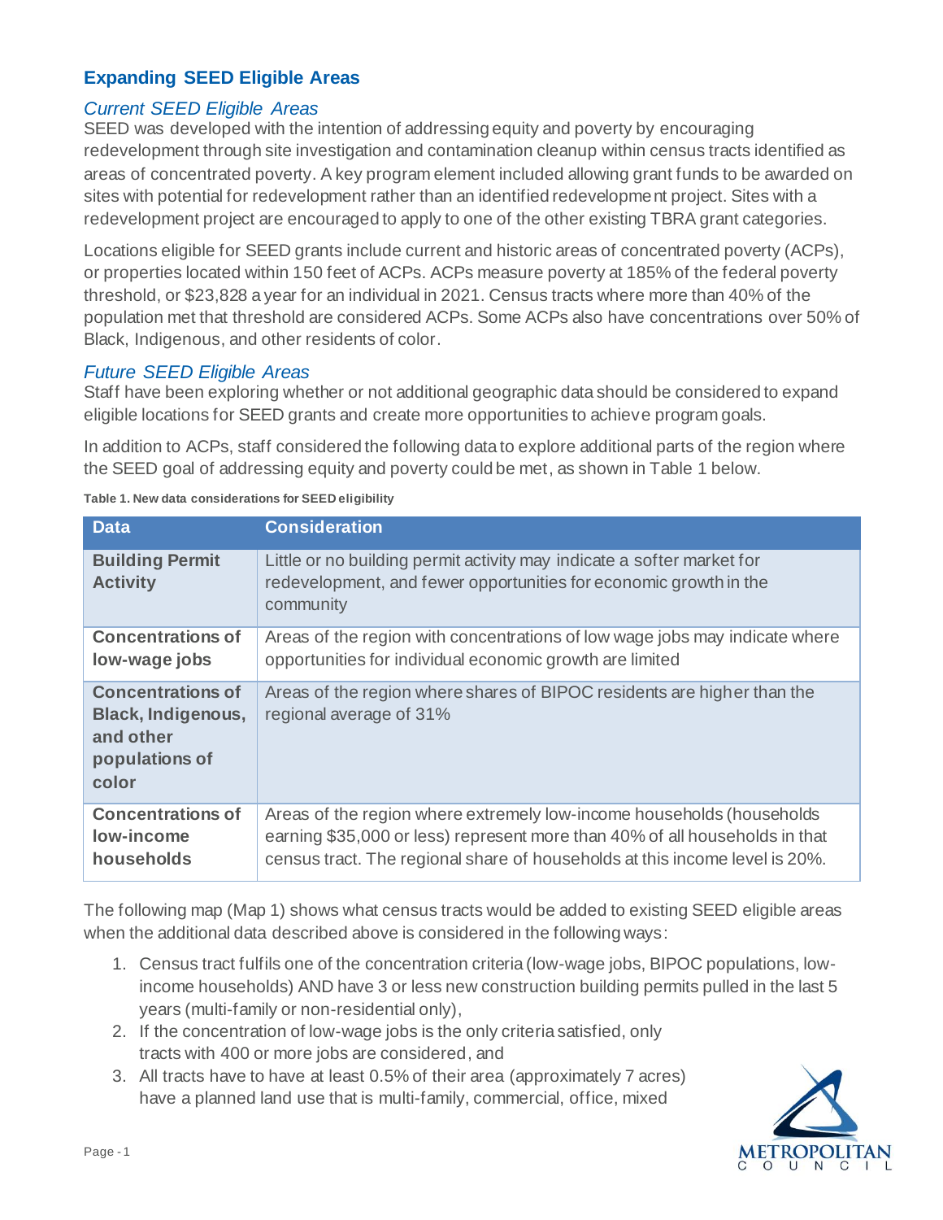## Expanding SEED Eligible Areas

### *Current SEED Eligible Areas*

SEED was developed with the intention of addressing equity and poverty by encouraging redevelopment through site investigation and contamination cleanup within census tracts identified as areas of concentrated poverty. A key program element included allowing grant funds to be awarded on sites with potential for redevelopment rather than an identified redevelopment project. Sites with a redevelopment project are encouraged to apply to one of the other existing TBRA grant categories.

Locations eligible for SEED grants include current and historic areas of concentrated poverty (ACPs), or properties located within 150 feet of ACPs. ACPs measure poverty at 185% of the federal poverty threshold, or $23,828 a year for an individual in 2021. Census tracts where more than 40% of the population met that threshold are considered ACPs. Some ACPs also have concentrations over 50% of Black, Indigenous, and other residents of color.

### *Future SEED Eligible Areas*

Staff have been exploring whether or not additional geographic data should be considered to expand eligible locations for SEED grants and create more opportunities to achieve program goals.

In addition to ACPs, staff considered the following data to explore additional parts of the region where the SEED goal of addressing equity and poverty could be met, as shown in Table 1 below.

**Table 1. New data considerations for SEED eligibility**

| Data | Consideration |
|---|---|
| **Building Permit Activity** | Little or no building permit activity may indicate a softer market for redevelopment, and fewer opportunities for economic growth in the community |
| **Concentrations of low-wage jobs** | Areas of the region with concentrations of low wage jobs may indicate where opportunities for individual economic growth are limited |
| **Concentrations of Black, Indigenous, and other populations of color** | Areas of the region where shares of BIPOC residents are higher than the regional average of 31% |
| **Concentrations of low-income households** | Areas of the region where extremely low-income households (households earning $35,000 or less) represent more than 40% of all households in that census tract. The regional share of households at this income level is 20%. |

The following map (Map 1) shows what census tracts would be added to existing SEED eligible areas when the additional data described above is considered in the following ways:

1. Census tract fulfils one of the concentration criteria (low-wage jobs, BIPOC populations, low-income households) AND have 3 or less new construction building permits pulled in the last 5 years (multi-family or non-residential only),
2. If the concentration of low-wage jobs is the only criteria satisfied, only tracts with 400 or more jobs are considered, and
3. All tracts have to have at least 0.5% of their area (approximately 7 acres) have a planned land use that is multi-family, commercial, office, mixed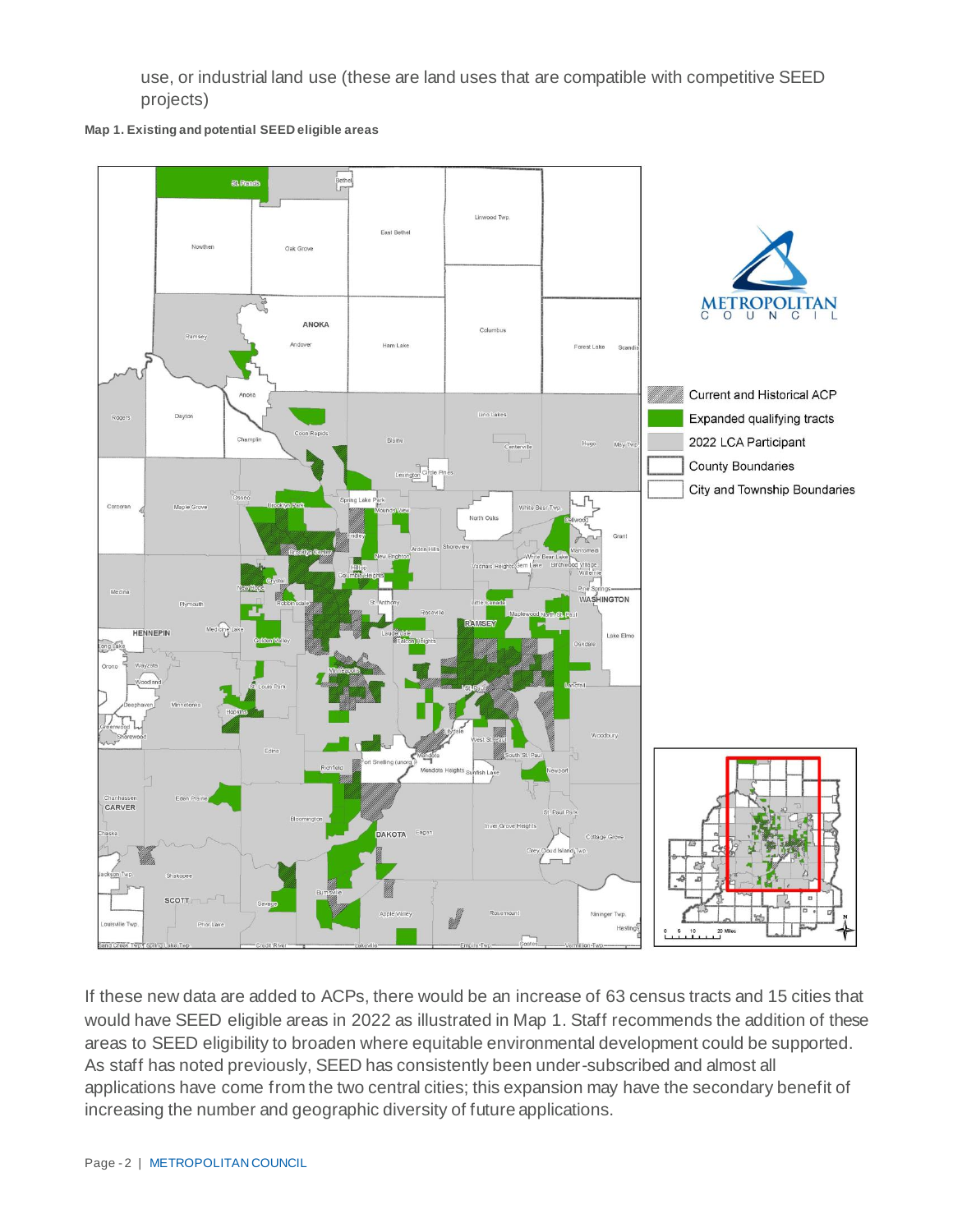use, or industrial land use (these are land uses that are compatible with competitive SEED projects)

**Map 1. Existing and potential SEED eligible areas**

If these new data are added to ACPs, there would be an increase of 63 census tracts and 15 cities that would have SEED eligible areas in 2022 as illustrated in Map 1. Staff recommends the addition of these areas to SEED eligibility to broaden where equitable environmental development could be supported. As staff has noted previously, SEED has consistently been under-subscribed and almost all applications have come from the two central cities; this expansion may have the secondary benefit of increasing the number and geographic diversity of future applications.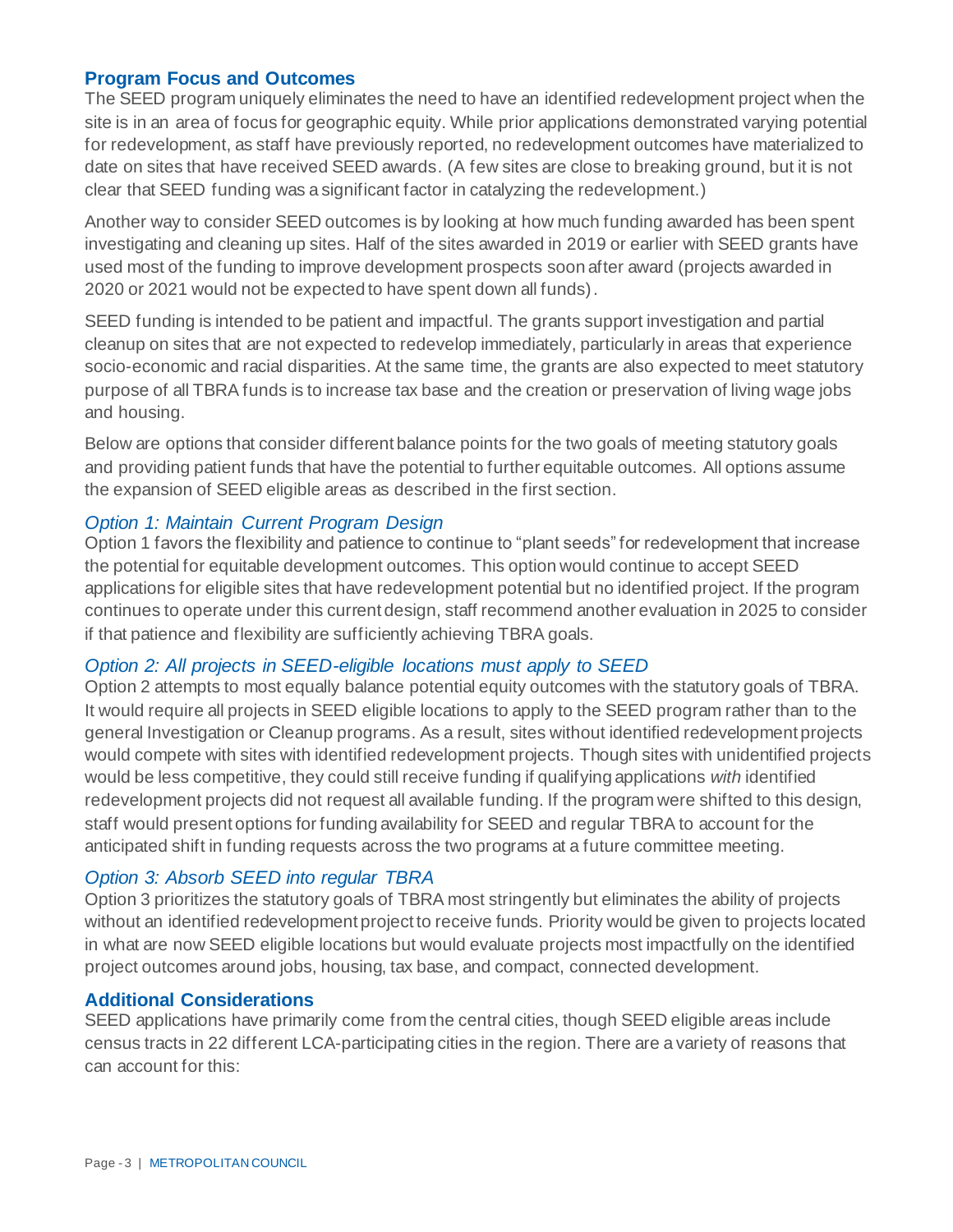## Program Focus and Outcomes

The SEED program uniquely eliminates the need to have an identified redevelopment project when the site is in an area of focus for geographic equity. While prior applications demonstrated varying potential for redevelopment, as staff have previously reported, no redevelopment outcomes have materialized to date on sites that have received SEED awards. (A few sites are close to breaking ground, but it is not clear that SEED funding was a significant factor in catalyzing the redevelopment.)

Another way to consider SEED outcomes is by looking at how much funding awarded has been spent investigating and cleaning up sites. Half of the sites awarded in 2019 or earlier with SEED grants have used most of the funding to improve development prospects soon after award (projects awarded in 2020 or 2021 would not be expected to have spent down all funds).

SEED funding is intended to be patient and impactful. The grants support investigation and partial cleanup on sites that are not expected to redevelop immediately, particularly in areas that experience socio-economic and racial disparities. At the same time, the grants are also expected to meet statutory purpose of all TBRA funds is to increase tax base and the creation or preservation of living wage jobs and housing.

Below are options that consider different balance points for the two goals of meeting statutory goals and providing patient funds that have the potential to further equitable outcomes. All options assume the expansion of SEED eligible areas as described in the first section.

### *Option 1: Maintain Current Program Design*

Option 1 favors the flexibility and patience to continue to "plant seeds" for redevelopment that increase the potential for equitable development outcomes. This option would continue to accept SEED applications for eligible sites that have redevelopment potential but no identified project. If the program continues to operate under this current design, staff recommend another evaluation in 2025 to consider if that patience and flexibility are sufficiently achieving TBRA goals.

### *Option 2: All projects in SEED-eligible locations must apply to SEED*

Option 2 attempts to most equally balance potential equity outcomes with the statutory goals of TBRA. It would require all projects in SEED eligible locations to apply to the SEED program rather than to the general Investigation or Cleanup programs. As a result, sites without identified redevelopment projects would compete with sites with identified redevelopment projects. Though sites with unidentified projects would be less competitive, they could still receive funding if qualifying applications *with* identified redevelopment projects did not request all available funding. If the program were shifted to this design, staff would present options for funding availability for SEED and regular TBRA to account for the anticipated shift in funding requests across the two programs at a future committee meeting.

### *Option 3: Absorb SEED into regular TBRA*

Option 3 prioritizes the statutory goals of TBRA most stringently but eliminates the ability of projects without an identified redevelopment project to receive funds. Priority would be given to projects located in what are now SEED eligible locations but would evaluate projects most impactfully on the identified project outcomes around jobs, housing, tax base, and compact, connected development.

## Additional Considerations

SEED applications have primarily come from the central cities, though SEED eligible areas include census tracts in 22 different LCA-participating cities in the region. There are a variety of reasons that can account for this: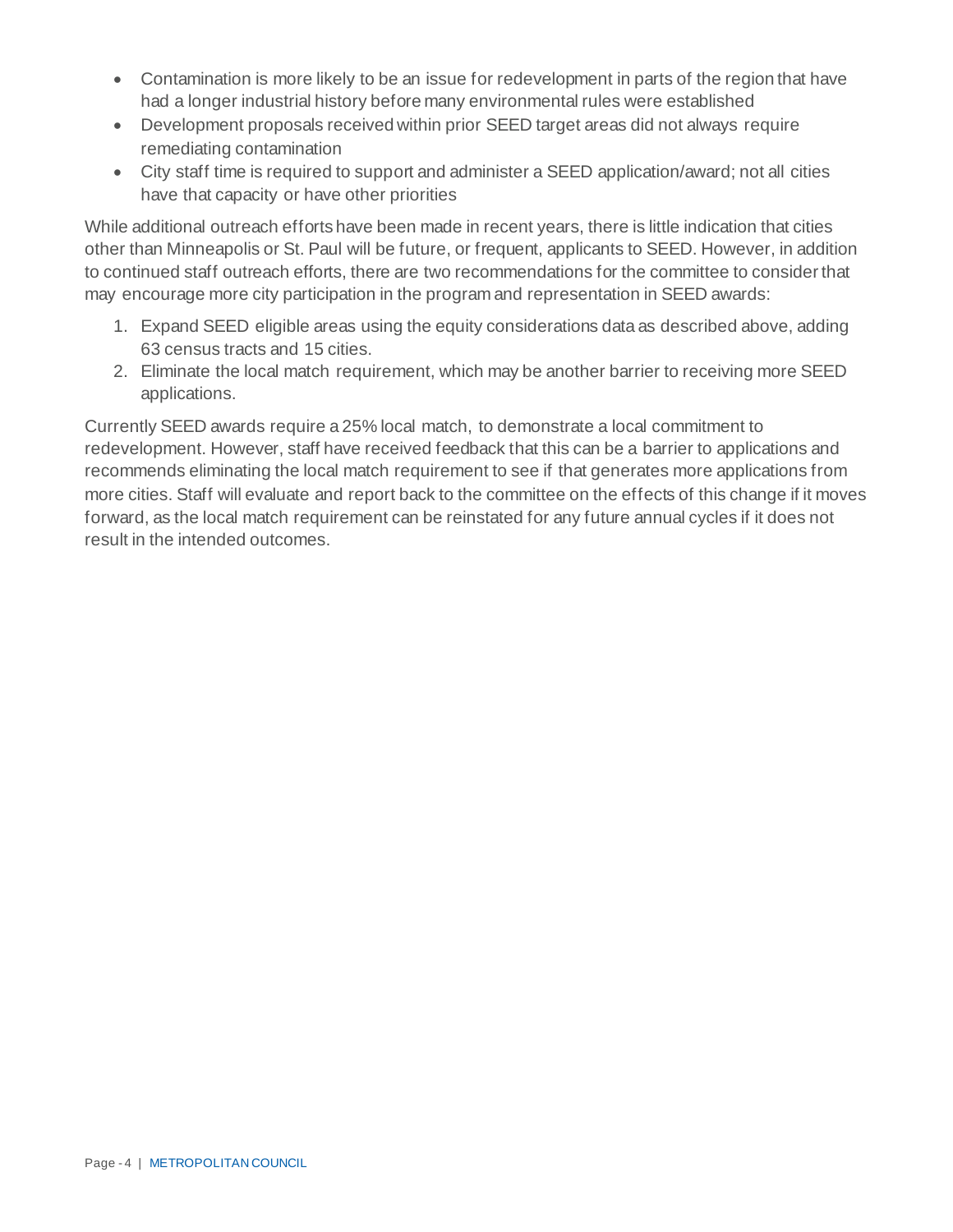- Contamination is more likely to be an issue for redevelopment in parts of the region that have had a longer industrial history before many environmental rules were established
- Development proposals received within prior SEED target areas did not always require remediating contamination
- City staff time is required to support and administer a SEED application/award; not all cities have that capacity or have other priorities

While additional outreach efforts have been made in recent years, there is little indication that cities other than Minneapolis or St. Paul will be future, or frequent, applicants to SEED. However, in addition to continued staff outreach efforts, there are two recommendations for the committee to consider that may encourage more city participation in the program and representation in SEED awards:

1. Expand SEED eligible areas using the equity considerations data as described above, adding 63 census tracts and 15 cities.
2. Eliminate the local match requirement, which may be another barrier to receiving more SEED applications.

Currently SEED awards require a 25% local match, to demonstrate a local commitment to redevelopment. However, staff have received feedback that this can be a barrier to applications and recommends eliminating the local match requirement to see if that generates more applications from more cities. Staff will evaluate and report back to the committee on the effects of this change if it moves forward, as the local match requirement can be reinstated for any future annual cycles if it does not result in the intended outcomes.